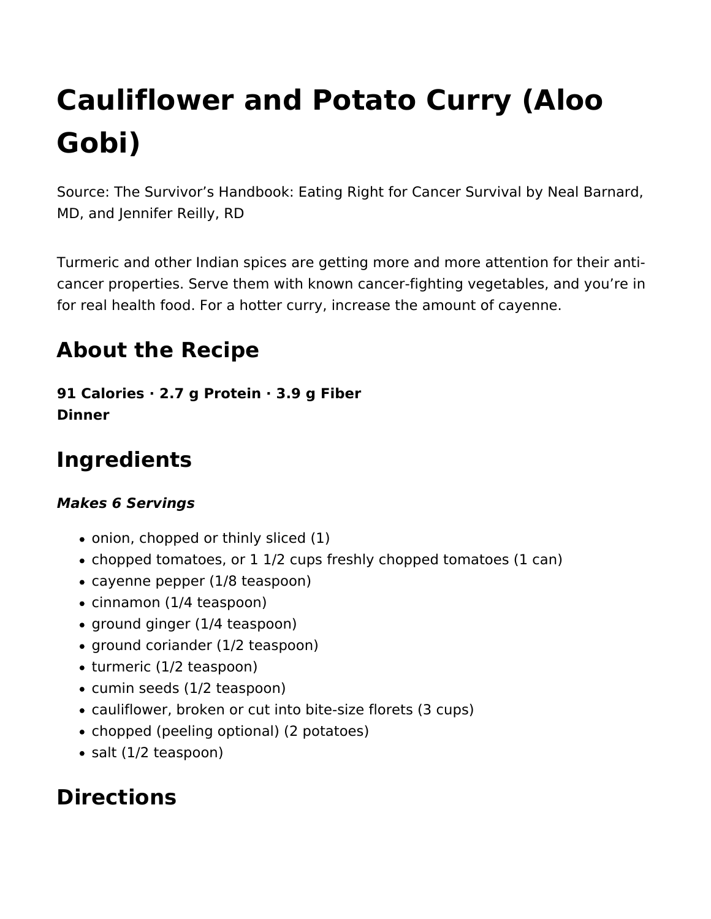# Cauliflower and Potato Curry (Aloo Gobi)

Source: The Survivor's Handbook: Eating Right for Cancer Survival by Neal Barnard, MD, and Jennifer Reilly, RD

Turmeric and other Indian spices are getting more and more attention for their anti-cancer properties. Serve them with known cancer-fighting vegetables, and you're in for real health food. For a hotter curry, increase the amount of cayenne.

## About the Recipe

**91 Calories · 2.7 g Protein · 3.9 g Fiber**
**Dinner**

## Ingredients

***Makes 6 Servings***

- onion, chopped or thinly sliced (1)
- chopped tomatoes, or 1 1/2 cups freshly chopped tomatoes (1 can)
- cayenne pepper (1/8 teaspoon)
- cinnamon (1/4 teaspoon)
- ground ginger (1/4 teaspoon)
- ground coriander (1/2 teaspoon)
- turmeric (1/2 teaspoon)
- cumin seeds (1/2 teaspoon)
- cauliflower, broken or cut into bite-size florets (3 cups)
- chopped (peeling optional) (2 potatoes)
- salt (1/2 teaspoon)

## Directions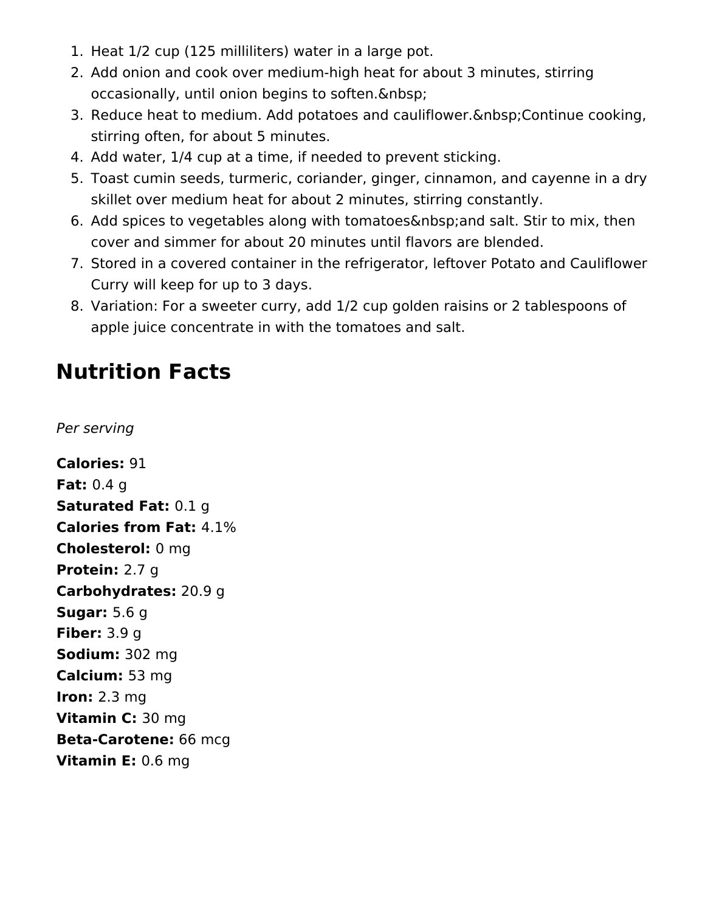1. Heat 1/2 cup (125 milliliters) water in a large pot.
2. Add onion and cook over medium-high heat for about 3 minutes, stirring occasionally, until onion begins to soften.&nbsp;
3. Reduce heat to medium. Add potatoes and cauliflower.&nbsp;Continue cooking, stirring often, for about 5 minutes.
4. Add water, 1/4 cup at a time, if needed to prevent sticking.
5. Toast cumin seeds, turmeric, coriander, ginger, cinnamon, and cayenne in a dry skillet over medium heat for about 2 minutes, stirring constantly.
6. Add spices to vegetables along with tomatoes&nbsp;and salt. Stir to mix, then cover and simmer for about 20 minutes until flavors are blended.
7. Stored in a covered container in the refrigerator, leftover Potato and Cauliflower Curry will keep for up to 3 days.
8. Variation: For a sweeter curry, add 1/2 cup golden raisins or 2 tablespoons of apple juice concentrate in with the tomatoes and salt.

## Nutrition Facts

*Per serving*

**Calories:** 91
**Fat:** 0.4 g
**Saturated Fat:** 0.1 g
**Calories from Fat:** 4.1%
**Cholesterol:** 0 mg
**Protein:** 2.7 g
**Carbohydrates:** 20.9 g
**Sugar:** 5.6 g
**Fiber:** 3.9 g
**Sodium:** 302 mg
**Calcium:** 53 mg
**Iron:** 2.3 mg
**Vitamin C:** 30 mg
**Beta-Carotene:** 66 mcg
**Vitamin E:** 0.6 mg